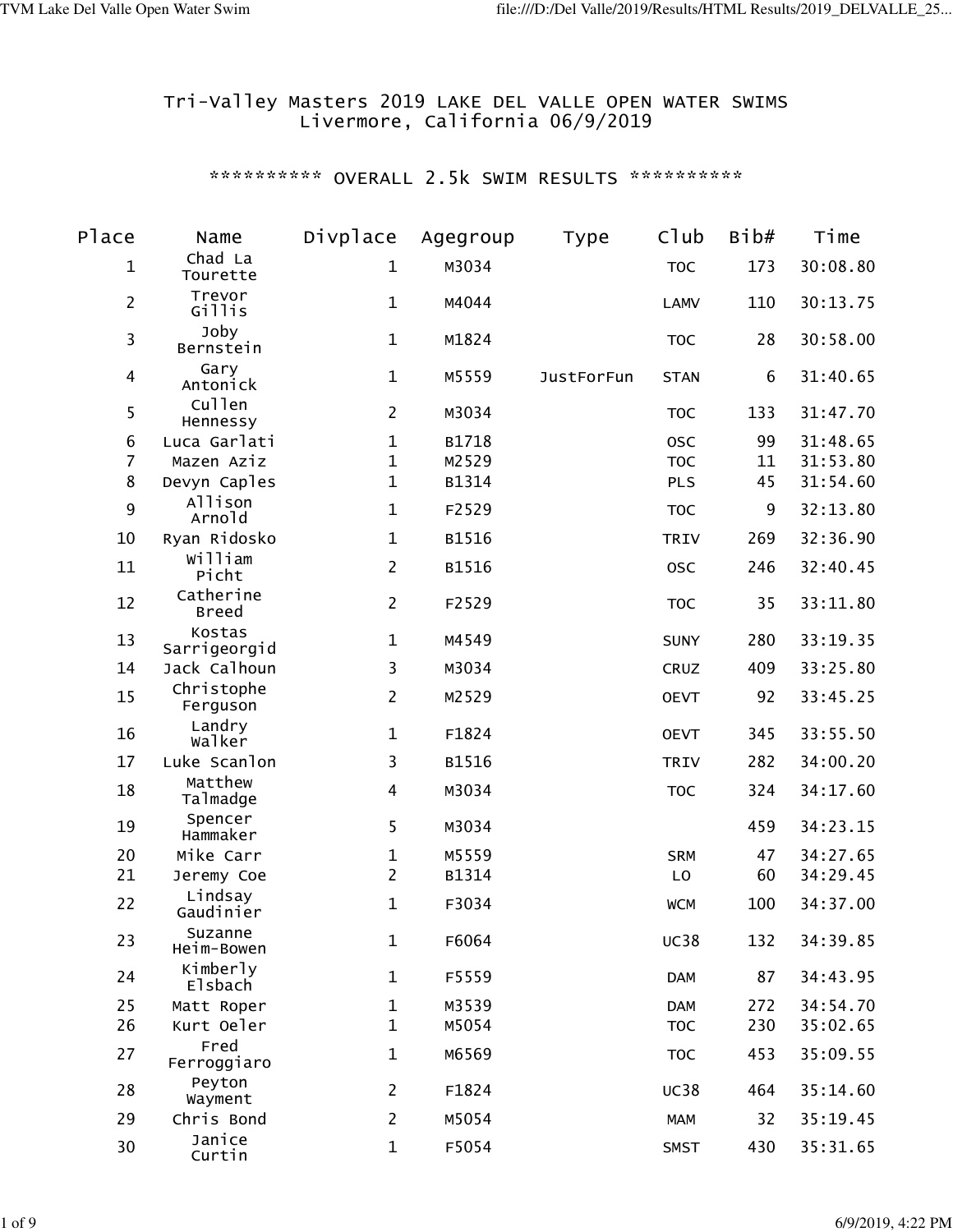Tri-Valley Masters 2019 LAKE DEL VALLE OPEN WATER SWIMS
Livermore, California 06/9/2019

********** OVERALL 2.5k SWIM RESULTS **********

| Place | Name | Divplace | Agegroup | Type | Club | Bib# | Time |
|---|---|---|---|---|---|---|---|
| 1 | Chad La Tourette | 1 | M3034 | | TOC | 173 | 30:08.80 |
| 2 | Trevor Gillis | 1 | M4044 | | LAMV | 110 | 30:13.75 |
| 3 | Joby Bernstein | 1 | M1824 | | TOC | 28 | 30:58.00 |
| 4 | Gary Antonick | 1 | M5559 | JustForFun | STAN | 6 | 31:40.65 |
| 5 | Cullen Hennessy | 2 | M3034 | | TOC | 133 | 31:47.70 |
| 6 | Luca Garlati | 1 | B1718 | | OSC | 99 | 31:48.65 |
| 7 | Mazen Aziz | 1 | M2529 | | TOC | 11 | 31:53.80 |
| 8 | Devyn Caples | 1 | B1314 | | PLS | 45 | 31:54.60 |
| 9 | Allison Arnold | 1 | F2529 | | TOC | 9 | 32:13.80 |
| 10 | Ryan Ridosko | 1 | B1516 | | TRIV | 269 | 32:36.90 |
| 11 | William Picht | 2 | B1516 | | OSC | 246 | 32:40.45 |
| 12 | Catherine Breed | 2 | F2529 | | TOC | 35 | 33:11.80 |
| 13 | Kostas Sarrigeorgid | 1 | M4549 | | SUNY | 280 | 33:19.35 |
| 14 | Jack Calhoun | 3 | M3034 | | CRUZ | 409 | 33:25.80 |
| 15 | Christophe Ferguson | 2 | M2529 | | OEVT | 92 | 33:45.25 |
| 16 | Landry Walker | 1 | F1824 | | OEVT | 345 | 33:55.50 |
| 17 | Luke Scanlon | 3 | B1516 | | TRIV | 282 | 34:00.20 |
| 18 | Matthew Talmadge | 4 | M3034 | | TOC | 324 | 34:17.60 |
| 19 | Spencer Hammaker | 5 | M3034 | | | 459 | 34:23.15 |
| 20 | Mike Carr | 1 | M5559 | | SRM | 47 | 34:27.65 |
| 21 | Jeremy Coe | 2 | B1314 | | LO | 60 | 34:29.45 |
| 22 | Lindsay Gaudinier | 1 | F3034 | | WCM | 100 | 34:37.00 |
| 23 | Suzanne Heim-Bowen | 1 | F6064 | | UC38 | 132 | 34:39.85 |
| 24 | Kimberly Elsbach | 1 | F5559 | | DAM | 87 | 34:43.95 |
| 25 | Matt Roper | 1 | M3539 | | DAM | 272 | 34:54.70 |
| 26 | Kurt Oeler | 1 | M5054 | | TOC | 230 | 35:02.65 |
| 27 | Fred Ferroggiaro | 1 | M6569 | | TOC | 453 | 35:09.55 |
| 28 | Peyton Wayment | 2 | F1824 | | UC38 | 464 | 35:14.60 |
| 29 | Chris Bond | 2 | M5054 | | MAM | 32 | 35:19.45 |
| 30 | Janice Curtin | 1 | F5054 | | SMST | 430 | 35:31.65 |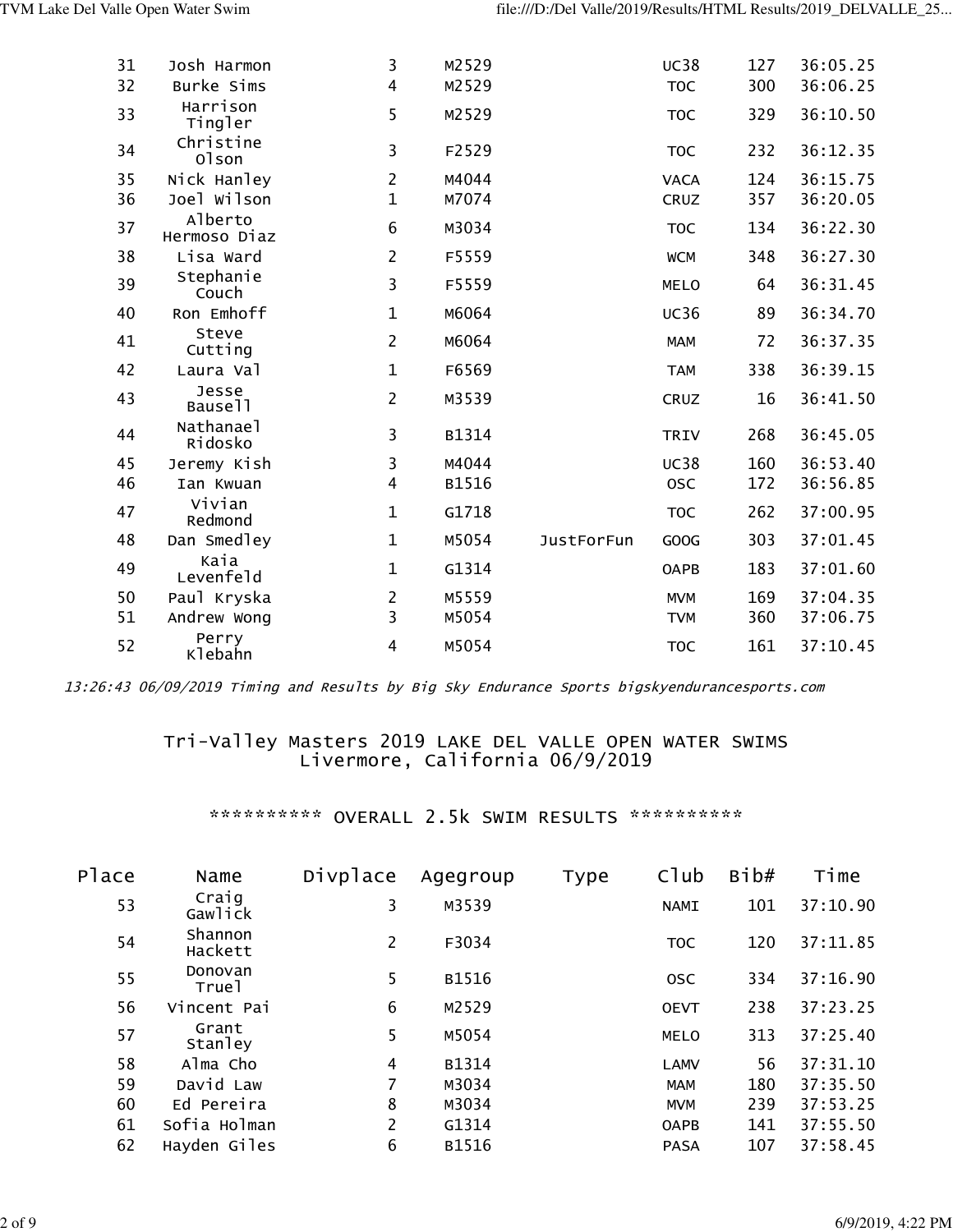| Place | Name | Divplace | Agegroup | Type | Club | Bib# | Time |
|---|---|---|---|---|---|---|---|
| 31 | Josh Harmon | 3 | M2529 | | UC38 | 127 | 36:05.25 |
| 32 | Burke Sims | 4 | M2529 | | TOC | 300 | 36:06.25 |
| 33 | Harrison Tingler | 5 | M2529 | | TOC | 329 | 36:10.50 |
| 34 | Christine Olson | 3 | F2529 | | TOC | 232 | 36:12.35 |
| 35 | Nick Hanley | 2 | M4044 | | VACA | 124 | 36:15.75 |
| 36 | Joel Wilson | 1 | M7074 | | CRUZ | 357 | 36:20.05 |
| 37 | Alberto Hermoso Diaz | 6 | M3034 | | TOC | 134 | 36:22.30 |
| 38 | Lisa Ward | 2 | F5559 | | WCM | 348 | 36:27.30 |
| 39 | Stephanie Couch | 3 | F5559 | | MELO | 64 | 36:31.45 |
| 40 | Ron Emhoff | 1 | M6064 | | UC36 | 89 | 36:34.70 |
| 41 | Steve Cutting | 2 | M6064 | | MAM | 72 | 36:37.35 |
| 42 | Laura Val | 1 | F6569 | | TAM | 338 | 36:39.15 |
| 43 | Jesse Bausell | 2 | M3539 | | CRUZ | 16 | 36:41.50 |
| 44 | Nathanael Ridosko | 3 | B1314 | | TRIV | 268 | 36:45.05 |
| 45 | Jeremy Kish | 3 | M4044 | | UC38 | 160 | 36:53.40 |
| 46 | Ian Kwuan | 4 | B1516 | | OSC | 172 | 36:56.85 |
| 47 | Vivian Redmond | 1 | G1718 | | TOC | 262 | 37:00.95 |
| 48 | Dan Smedley | 1 | M5054 | JustForFun | GOOG | 303 | 37:01.45 |
| 49 | Kaia Levenfeld | 1 | G1314 | | OAPB | 183 | 37:01.60 |
| 50 | Paul Kryska | 2 | M5559 | | MVM | 169 | 37:04.35 |
| 51 | Andrew Wong | 3 | M5054 | | TVM | 360 | 37:06.75 |
| 52 | Perry Klebahn | 4 | M5054 | | TOC | 161 | 37:10.45 |

*13:26:43 06/09/2019 Timing and Results by Big Sky Endurance Sports bigskyendurancesports.com*

## Tri-Valley Masters 2019 LAKE DEL VALLE OPEN WATER SWIMS
## Livermore, California 06/9/2019

### ********** OVERALL 2.5k SWIM RESULTS **********

| Place | Name | Divplace | Agegroup | Type | Club | Bib# | Time |
|---|---|---|---|---|---|---|---|
| 53 | Craig Gawlick | 3 | M3539 | | NAMI | 101 | 37:10.90 |
| 54 | Shannon Hackett | 2 | F3034 | | TOC | 120 | 37:11.85 |
| 55 | Donovan Truel | 5 | B1516 | | OSC | 334 | 37:16.90 |
| 56 | Vincent Pai | 6 | M2529 | | OEVT | 238 | 37:23.25 |
| 57 | Grant Stanley | 5 | M5054 | | MELO | 313 | 37:25.40 |
| 58 | Alma Cho | 4 | B1314 | | LAMV | 56 | 37:31.10 |
| 59 | David Law | 7 | M3034 | | MAM | 180 | 37:35.50 |
| 60 | Ed Pereira | 8 | M3034 | | MVM | 239 | 37:53.25 |
| 61 | Sofia Holman | 2 | G1314 | | OAPB | 141 | 37:55.50 |
| 62 | Hayden Giles | 6 | B1516 | | PASA | 107 | 37:58.45 |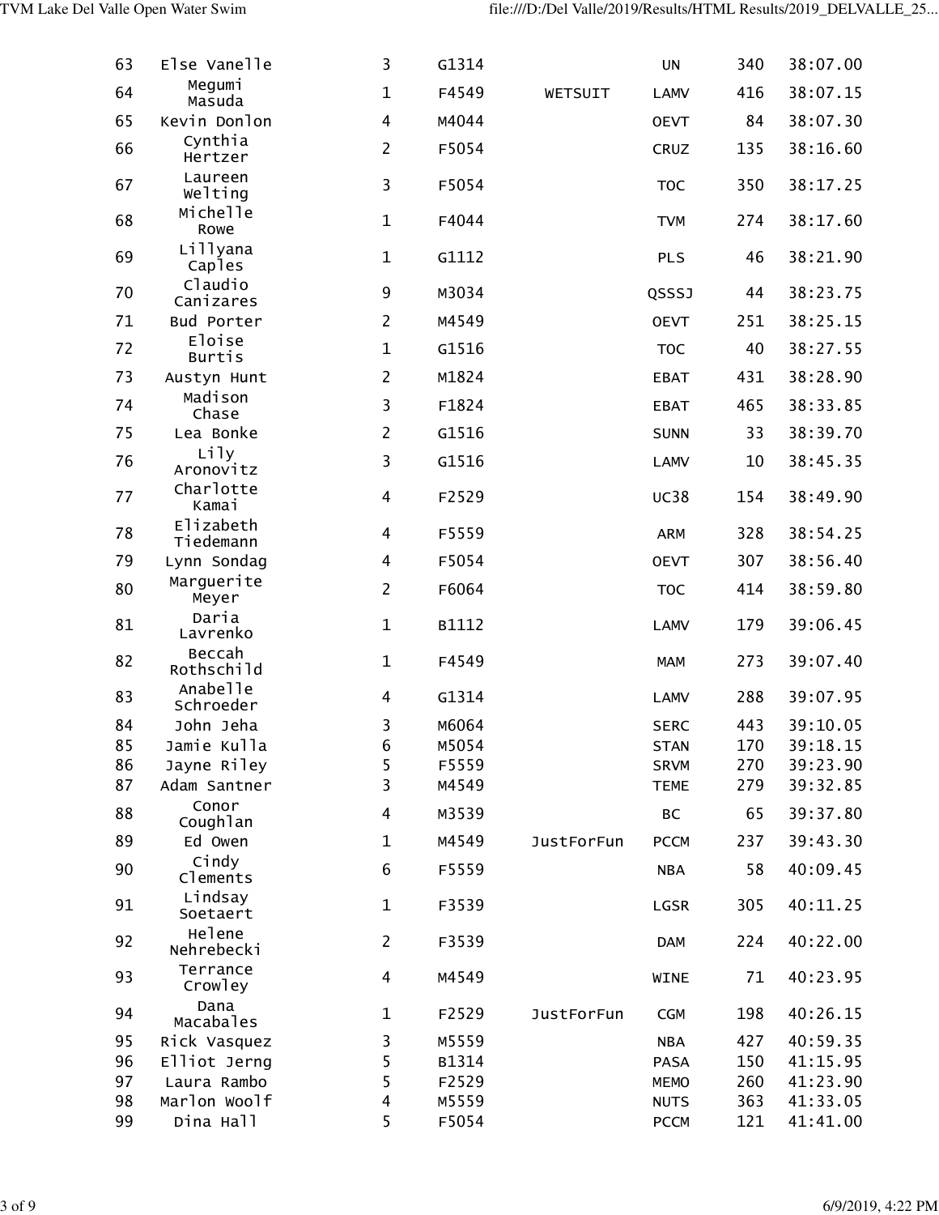| | | | | | | | |
|---|---|---|---|---|---|---|---|
| 63 | Else Vanelle | 3 | G1314 | | UN | 340 | 38:07.00 |
| 64 | Megumi Masuda | 1 | F4549 | WETSUIT | LAMV | 416 | 38:07.15 |
| 65 | Kevin Donlon | 4 | M4044 | | OEVT | 84 | 38:07.30 |
| 66 | Cynthia Hertzer | 2 | F5054 | | CRUZ | 135 | 38:16.60 |
| 67 | Laureen Welting | 3 | F5054 | | TOC | 350 | 38:17.25 |
| 68 | Michelle Rowe | 1 | F4044 | | TVM | 274 | 38:17.60 |
| 69 | Lillyana Caples | 1 | G1112 | | PLS | 46 | 38:21.90 |
| 70 | Claudio Canizares | 9 | M3034 | | QSSSJ | 44 | 38:23.75 |
| 71 | Bud Porter | 2 | M4549 | | OEVT | 251 | 38:25.15 |
| 72 | Eloise Burtis | 1 | G1516 | | TOC | 40 | 38:27.55 |
| 73 | Austyn Hunt | 2 | M1824 | | EBAT | 431 | 38:28.90 |
| 74 | Madison Chase | 3 | F1824 | | EBAT | 465 | 38:33.85 |
| 75 | Lea Bonke | 2 | G1516 | | SUNN | 33 | 38:39.70 |
| 76 | Lily Aronovitz | 3 | G1516 | | LAMV | 10 | 38:45.35 |
| 77 | Charlotte Kamai | 4 | F2529 | | UC38 | 154 | 38:49.90 |
| 78 | Elizabeth Tiedemann | 4 | F5559 | | ARM | 328 | 38:54.25 |
| 79 | Lynn Sondag | 4 | F5054 | | OEVT | 307 | 38:56.40 |
| 80 | Marguerite Meyer | 2 | F6064 | | TOC | 414 | 38:59.80 |
| 81 | Daria Lavrenko | 1 | B1112 | | LAMV | 179 | 39:06.45 |
| 82 | Beccah Rothschild | 1 | F4549 | | MAM | 273 | 39:07.40 |
| 83 | Anabelle Schroeder | 4 | G1314 | | LAMV | 288 | 39:07.95 |
| 84 | John Jeha | 3 | M6064 | | SERC | 443 | 39:10.05 |
| 85 | Jamie Kulla | 6 | M5054 | | STAN | 170 | 39:18.15 |
| 86 | Jayne Riley | 5 | F5559 | | SRVM | 270 | 39:23.90 |
| 87 | Adam Santner | 3 | M4549 | | TEME | 279 | 39:32.85 |
| 88 | Conor Coughlan | 4 | M3539 | | BC | 65 | 39:37.80 |
| 89 | Ed Owen | 1 | M4549 | JustForFun | PCCM | 237 | 39:43.30 |
| 90 | Cindy Clements | 6 | F5559 | | NBA | 58 | 40:09.45 |
| 91 | Lindsay Soetaert | 1 | F3539 | | LGSR | 305 | 40:11.25 |
| 92 | Helene Nehrebecki | 2 | F3539 | | DAM | 224 | 40:22.00 |
| 93 | Terrance Crowley | 4 | M4549 | | WINE | 71 | 40:23.95 |
| 94 | Dana Macabales | 1 | F2529 | JustForFun | CGM | 198 | 40:26.15 |
| 95 | Rick Vasquez | 3 | M5559 | | NBA | 427 | 40:59.35 |
| 96 | Elliot Jerng | 5 | B1314 | | PASA | 150 | 41:15.95 |
| 97 | Laura Rambo | 5 | F2529 | | MEMO | 260 | 41:23.90 |
| 98 | Marlon Woolf | 4 | M5559 | | NUTS | 363 | 41:33.05 |
| 99 | Dina Hall | 5 | F5054 | | PCCM | 121 | 41:41.00 |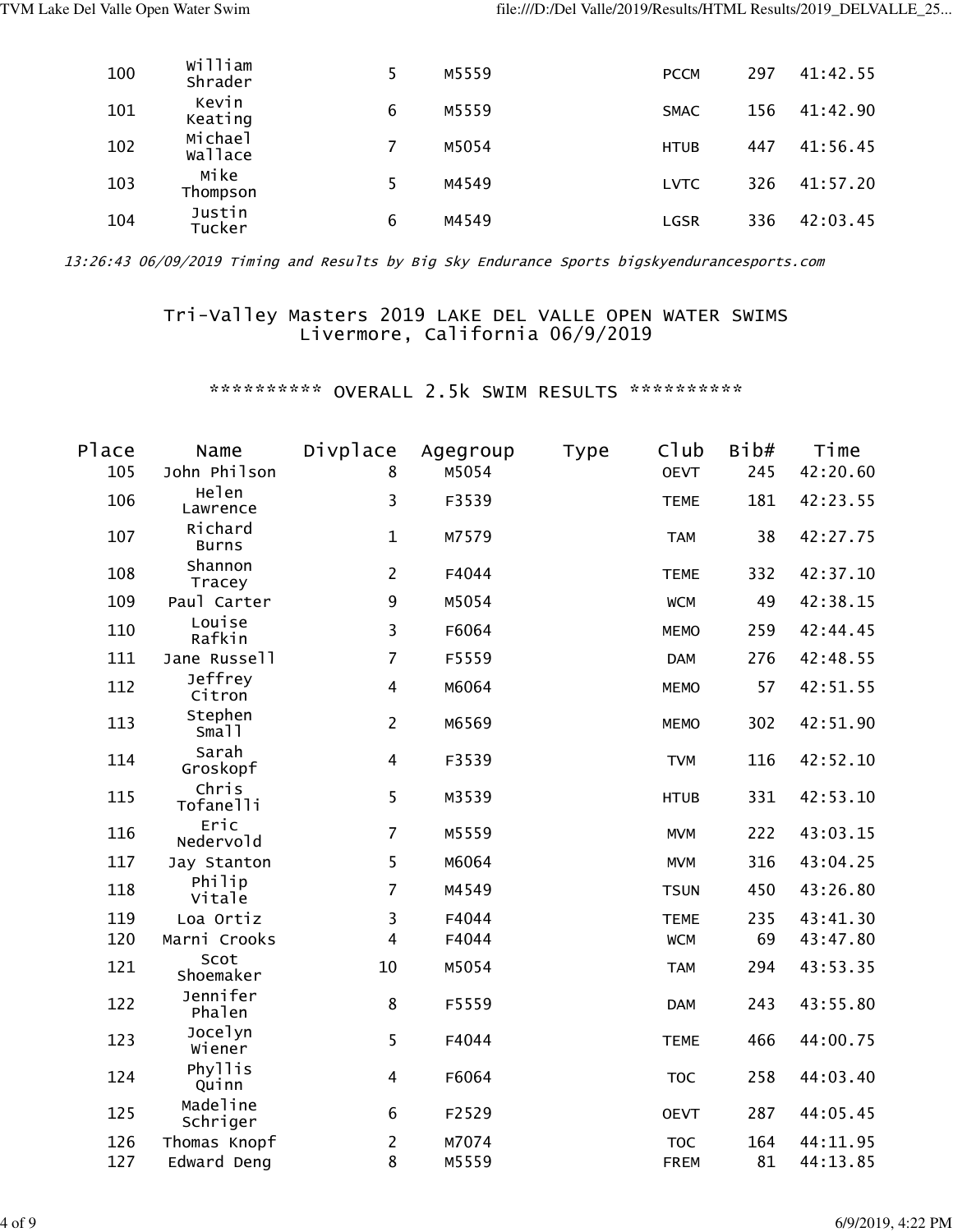| Place | Name | Divplace | Agegroup | Type | Club | Bib# | Time |
|---|---|---|---|---|---|---|---|
| 100 | William Shrader | 5 | M5559 | | PCCM | 297 | 41:42.55 |
| 101 | Kevin Keating | 6 | M5559 | | SMAC | 156 | 41:42.90 |
| 102 | Michael Wallace | 7 | M5054 | | HTUB | 447 | 41:56.45 |
| 103 | Mike Thompson | 5 | M4549 | | LVTC | 326 | 41:57.20 |
| 104 | Justin Tucker | 6 | M4549 | | LGSR | 336 | 42:03.45 |

*13:26:43 06/09/2019 Timing and Results by Big Sky Endurance Sports bigskyendurancesports.com*

Tri-Valley Masters 2019 LAKE DEL VALLE OPEN WATER SWIMS
Livermore, California 06/9/2019

********** OVERALL 2.5k SWIM RESULTS **********

| Place | Name | Divplace | Agegroup | Type | Club | Bib# | Time |
|---|---|---|---|---|---|---|---|
| 105 | John Philson | 8 | M5054 | | OEVT | 245 | 42:20.60 |
| 106 | Helen Lawrence | 3 | F3539 | | TEME | 181 | 42:23.55 |
| 107 | Richard Burns | 1 | M7579 | | TAM | 38 | 42:27.75 |
| 108 | Shannon Tracey | 2 | F4044 | | TEME | 332 | 42:37.10 |
| 109 | Paul Carter | 9 | M5054 | | WCM | 49 | 42:38.15 |
| 110 | Louise Rafkin | 3 | F6064 | | MEMO | 259 | 42:44.45 |
| 111 | Jane Russell | 7 | F5559 | | DAM | 276 | 42:48.55 |
| 112 | Jeffrey Citron | 4 | M6064 | | MEMO | 57 | 42:51.55 |
| 113 | Stephen Small | 2 | M6569 | | MEMO | 302 | 42:51.90 |
| 114 | Sarah Groskopf | 4 | F3539 | | TVM | 116 | 42:52.10 |
| 115 | Chris Tofanelli | 5 | M3539 | | HTUB | 331 | 42:53.10 |
| 116 | Eric Nedervold | 7 | M5559 | | MVM | 222 | 43:03.15 |
| 117 | Jay Stanton | 5 | M6064 | | MVM | 316 | 43:04.25 |
| 118 | Philip Vitale | 7 | M4549 | | TSUN | 450 | 43:26.80 |
| 119 | Loa Ortiz | 3 | F4044 | | TEME | 235 | 43:41.30 |
| 120 | Marni Crooks | 4 | F4044 | | WCM | 69 | 43:47.80 |
| 121 | Scot Shoemaker | 10 | M5054 | | TAM | 294 | 43:53.35 |
| 122 | Jennifer Phalen | 8 | F5559 | | DAM | 243 | 43:55.80 |
| 123 | Jocelyn Wiener | 5 | F4044 | | TEME | 466 | 44:00.75 |
| 124 | Phyllis Quinn | 4 | F6064 | | TOC | 258 | 44:03.40 |
| 125 | Madeline Schriger | 6 | F2529 | | OEVT | 287 | 44:05.45 |
| 126 | Thomas Knopf | 2 | M7074 | | TOC | 164 | 44:11.95 |
| 127 | Edward Deng | 8 | M5559 | | FREM | 81 | 44:13.85 |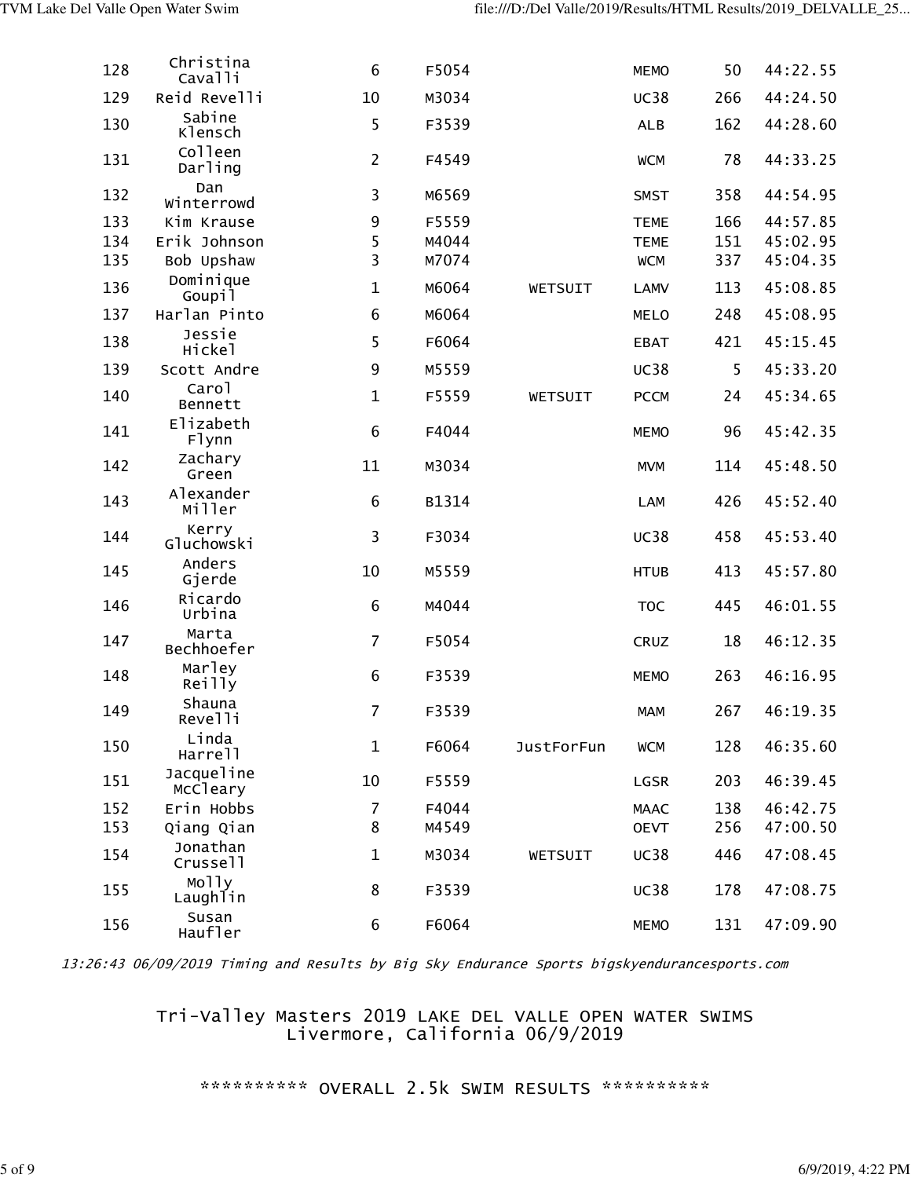| | | | | | | | |
|---|---|---|---|---|---|---|---|
| 128 | Christina Cavalli | 6 | F5054 | | MEMO | 50 | 44:22.55 |
| 129 | Reid Revelli | 10 | M3034 | | UC38 | 266 | 44:24.50 |
| 130 | Sabine Klensch | 5 | F3539 | | ALB | 162 | 44:28.60 |
| 131 | Colleen Darling | 2 | F4549 | | WCM | 78 | 44:33.25 |
| 132 | Dan Winterrowd | 3 | M6569 | | SMST | 358 | 44:54.95 |
| 133 | Kim Krause | 9 | F5559 | | TEME | 166 | 44:57.85 |
| 134 | Erik Johnson | 5 | M4044 | | TEME | 151 | 45:02.95 |
| 135 | Bob Upshaw | 3 | M7074 | | WCM | 337 | 45:04.35 |
| 136 | Dominique Goupil | 1 | M6064 | WETSUIT | LAMV | 113 | 45:08.85 |
| 137 | Harlan Pinto | 6 | M6064 | | MELO | 248 | 45:08.95 |
| 138 | Jessie Hickel | 5 | F6064 | | EBAT | 421 | 45:15.45 |
| 139 | Scott Andre | 9 | M5559 | | UC38 | 5 | 45:33.20 |
| 140 | Carol Bennett | 1 | F5559 | WETSUIT | PCCM | 24 | 45:34.65 |
| 141 | Elizabeth Flynn | 6 | F4044 | | MEMO | 96 | 45:42.35 |
| 142 | Zachary Green | 11 | M3034 | | MVM | 114 | 45:48.50 |
| 143 | Alexander Miller | 6 | B1314 | | LAM | 426 | 45:52.40 |
| 144 | Kerry Gluchowski | 3 | F3034 | | UC38 | 458 | 45:53.40 |
| 145 | Anders Gjerde | 10 | M5559 | | HTUB | 413 | 45:57.80 |
| 146 | Ricardo Urbina | 6 | M4044 | | TOC | 445 | 46:01.55 |
| 147 | Marta Bechhoefer | 7 | F5054 | | CRUZ | 18 | 46:12.35 |
| 148 | Marley Reilly | 6 | F3539 | | MEMO | 263 | 46:16.95 |
| 149 | Shauna Revelli | 7 | F3539 | | MAM | 267 | 46:19.35 |
| 150 | Linda Harrell | 1 | F6064 | JustForFun | WCM | 128 | 46:35.60 |
| 151 | Jacqueline McCleary | 10 | F5559 | | LGSR | 203 | 46:39.45 |
| 152 | Erin Hobbs | 7 | F4044 | | MAAC | 138 | 46:42.75 |
| 153 | Qiang Qian | 8 | M4549 | | OEVT | 256 | 47:00.50 |
| 154 | Jonathan Crussell | 1 | M3034 | WETSUIT | UC38 | 446 | 47:08.45 |
| 155 | Molly Laughlin | 8 | F3539 | | UC38 | 178 | 47:08.75 |
| 156 | Susan Haufler | 6 | F6064 | | MEMO | 131 | 47:09.90 |

*13:26:43 06/09/2019 Timing and Results by Big Sky Endurance Sports bigskyendurancesports.com*

## Tri-Valley Masters 2019 LAKE DEL VALLE OPEN WATER SWIMS
## Livermore, California 06/9/2019

## ********** OVERALL 2.5k SWIM RESULTS **********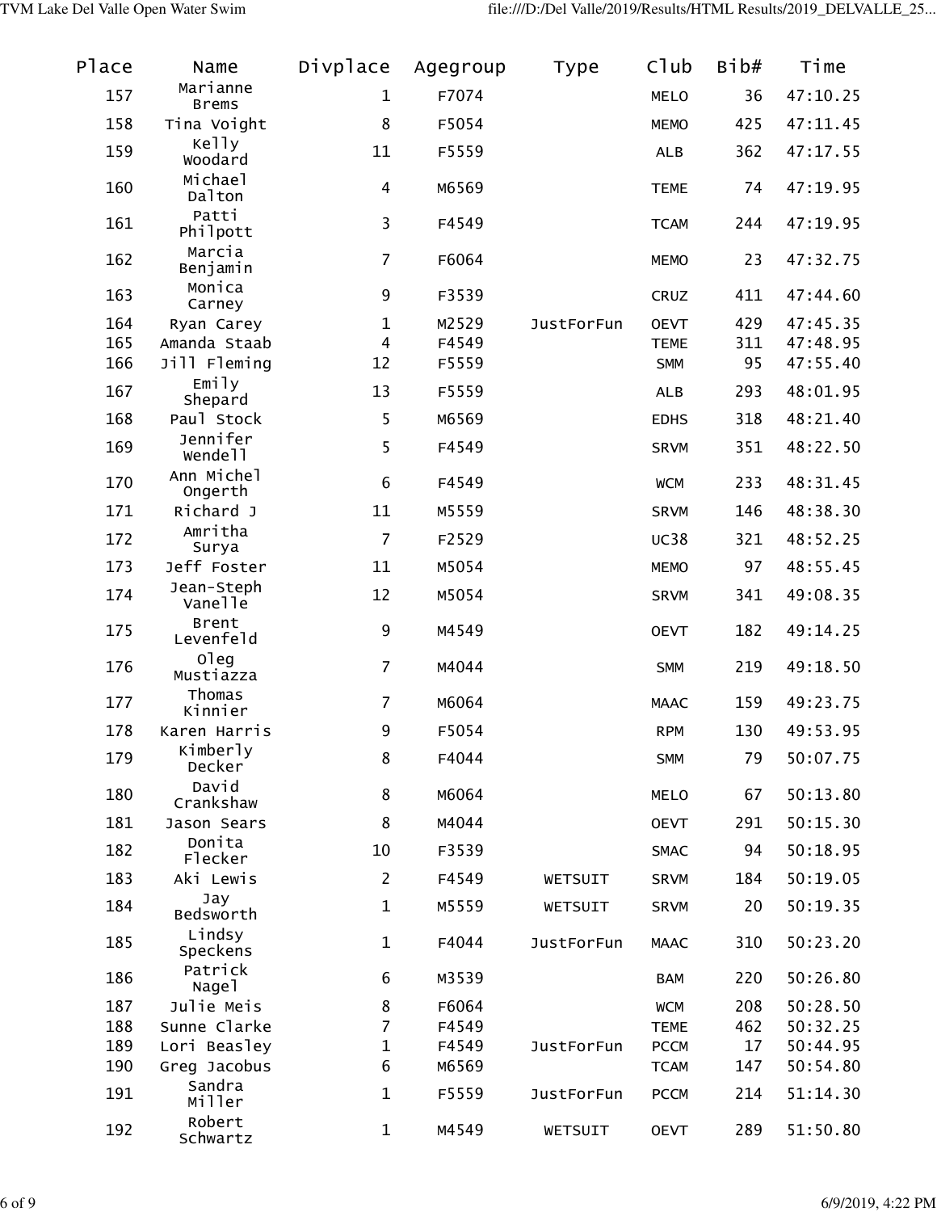| Place | Name | Divplace | Agegroup | Type | Club | Bib# | Time |
|---|---|---|---|---|---|---|---|
| 157 | Marianne Brems | 1 | F7074 | | MELO | 36 | 47:10.25 |
| 158 | Tina Voight | 8 | F5054 | | MEMO | 425 | 47:11.45 |
| 159 | Kelly Woodard | 11 | F5559 | | ALB | 362 | 47:17.55 |
| 160 | Michael Dalton | 4 | M6569 | | TEME | 74 | 47:19.95 |
| 161 | Patti Philpott | 3 | F4549 | | TCAM | 244 | 47:19.95 |
| 162 | Marcia Benjamin | 7 | F6064 | | MEMO | 23 | 47:32.75 |
| 163 | Monica Carney | 9 | F3539 | | CRUZ | 411 | 47:44.60 |
| 164 | Ryan Carey | 1 | M2529 | JustForFun | OEVT | 429 | 47:45.35 |
| 165 | Amanda Staab | 4 | F4549 | | TEME | 311 | 47:48.95 |
| 166 | Jill Fleming | 12 | F5559 | | SMM | 95 | 47:55.40 |
| 167 | Emily Shepard | 13 | F5559 | | ALB | 293 | 48:01.95 |
| 168 | Paul Stock | 5 | M6569 | | EDHS | 318 | 48:21.40 |
| 169 | Jennifer Wendell | 5 | F4549 | | SRVM | 351 | 48:22.50 |
| 170 | Ann Michel Ongerth | 6 | F4549 | | WCM | 233 | 48:31.45 |
| 171 | Richard J | 11 | M5559 | | SRVM | 146 | 48:38.30 |
| 172 | Amritha Surya | 7 | F2529 | | UC38 | 321 | 48:52.25 |
| 173 | Jeff Foster | 11 | M5054 | | MEMO | 97 | 48:55.45 |
| 174 | Jean-Steph Vanelle | 12 | M5054 | | SRVM | 341 | 49:08.35 |
| 175 | Brent Levenfeld | 9 | M4549 | | OEVT | 182 | 49:14.25 |
| 176 | Oleg Mustiazza | 7 | M4044 | | SMM | 219 | 49:18.50 |
| 177 | Thomas Kinnier | 7 | M6064 | | MAAC | 159 | 49:23.75 |
| 178 | Karen Harris | 9 | F5054 | | RPM | 130 | 49:53.95 |
| 179 | Kimberly Decker | 8 | F4044 | | SMM | 79 | 50:07.75 |
| 180 | David Crankshaw | 8 | M6064 | | MELO | 67 | 50:13.80 |
| 181 | Jason Sears | 8 | M4044 | | OEVT | 291 | 50:15.30 |
| 182 | Donita Flecker | 10 | F3539 | | SMAC | 94 | 50:18.95 |
| 183 | Aki Lewis | 2 | F4549 | WETSUIT | SRVM | 184 | 50:19.05 |
| 184 | Jay Bedsworth | 1 | M5559 | WETSUIT | SRVM | 20 | 50:19.35 |
| 185 | Lindsy Speckens | 1 | F4044 | JustForFun | MAAC | 310 | 50:23.20 |
| 186 | Patrick Nagel | 6 | M3539 | | BAM | 220 | 50:26.80 |
| 187 | Julie Meis | 8 | F6064 | | WCM | 208 | 50:28.50 |
| 188 | Sunne Clarke | 7 | F4549 | | TEME | 462 | 50:32.25 |
| 189 | Lori Beasley | 1 | F4549 | JustForFun | PCCM | 17 | 50:44.95 |
| 190 | Greg Jacobus | 6 | M6569 | | TCAM | 147 | 50:54.80 |
| 191 | Sandra Miller | 1 | F5559 | JustForFun | PCCM | 214 | 51:14.30 |
| 192 | Robert Schwartz | 1 | M4549 | WETSUIT | OEVT | 289 | 51:50.80 |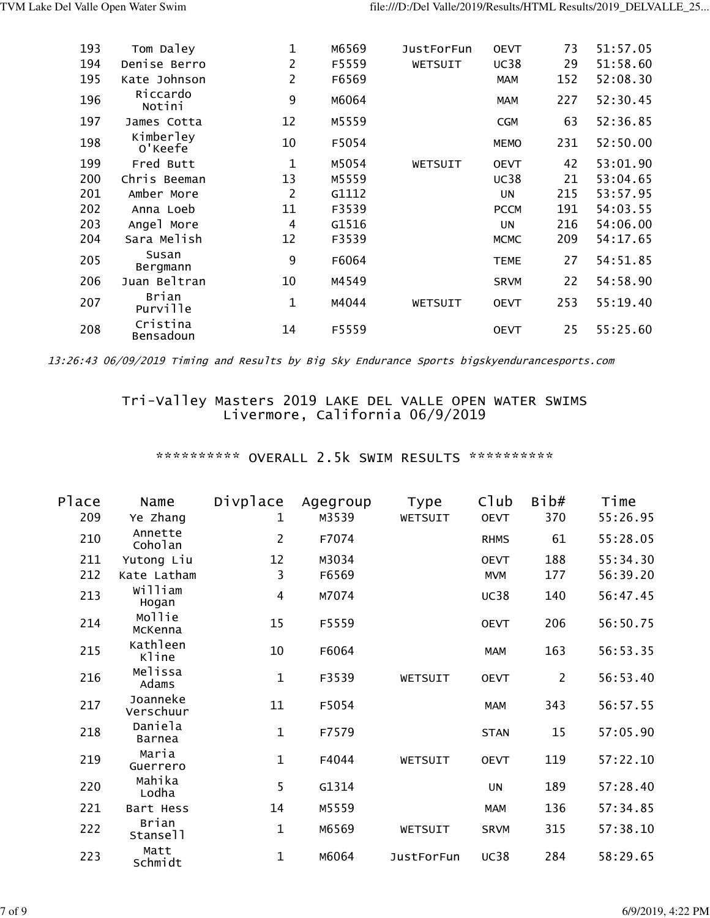| | | | | | | | |
|---|---|---|---|---|---|---|---|
| 193 | Tom Daley | 1 | M6569 | JustForFun | OEVT | 73 | 51:57.05 |
| 194 | Denise Berro | 2 | F5559 | WETSUIT | UC38 | 29 | 51:58.60 |
| 195 | Kate Johnson | 2 | F6569 | | MAM | 152 | 52:08.30 |
| 196 | Riccardo Notini | 9 | M6064 | | MAM | 227 | 52:30.45 |
| 197 | James Cotta | 12 | M5559 | | CGM | 63 | 52:36.85 |
| 198 | Kimberley O'Keefe | 10 | F5054 | | MEMO | 231 | 52:50.00 |
| 199 | Fred Butt | 1 | M5054 | WETSUIT | OEVT | 42 | 53:01.90 |
| 200 | Chris Beeman | 13 | M5559 | | UC38 | 21 | 53:04.65 |
| 201 | Amber More | 2 | G1112 | | UN | 215 | 53:57.95 |
| 202 | Anna Loeb | 11 | F3539 | | PCCM | 191 | 54:03.55 |
| 203 | Angel More | 4 | G1516 | | UN | 216 | 54:06.00 |
| 204 | Sara Melish | 12 | F3539 | | MCMC | 209 | 54:17.65 |
| 205 | Susan Bergmann | 9 | F6064 | | TEME | 27 | 54:51.85 |
| 206 | Juan Beltran | 10 | M4549 | | SRVM | 22 | 54:58.90 |
| 207 | Brian Purville | 1 | M4044 | WETSUIT | OEVT | 253 | 55:19.40 |
| 208 | Cristina Bensadoun | 14 | F5559 | | OEVT | 25 | 55:25.60 |

*13:26:43 06/09/2019 Timing and Results by Big Sky Endurance Sports bigskyendurancesports.com*

## Tri-Valley Masters 2019 LAKE DEL VALLE OPEN WATER SWIMS
Livermore, California 06/9/2019

### ********** OVERALL 2.5k SWIM RESULTS **********

| Place | Name | Divplace | Agegroup | Type | Club | Bib# | Time |
|---|---|---|---|---|---|---|---|
| 209 | Ye Zhang | 1 | M3539 | WETSUIT | OEVT | 370 | 55:26.95 |
| 210 | Annette Coholan | 2 | F7074 | | RHMS | 61 | 55:28.05 |
| 211 | Yutong Liu | 12 | M3034 | | OEVT | 188 | 55:34.30 |
| 212 | Kate Latham | 3 | F6569 | | MVM | 177 | 56:39.20 |
| 213 | William Hogan | 4 | M7074 | | UC38 | 140 | 56:47.45 |
| 214 | Mollie McKenna | 15 | F5559 | | OEVT | 206 | 56:50.75 |
| 215 | Kathleen Kline | 10 | F6064 | | MAM | 163 | 56:53.35 |
| 216 | Melissa Adams | 1 | F3539 | WETSUIT | OEVT | 2 | 56:53.40 |
| 217 | Joanneke Verschuur | 11 | F5054 | | MAM | 343 | 56:57.55 |
| 218 | Daniela Barnea | 1 | F7579 | | STAN | 15 | 57:05.90 |
| 219 | Maria Guerrero | 1 | F4044 | WETSUIT | OEVT | 119 | 57:22.10 |
| 220 | Mahika Lodha | 5 | G1314 | | UN | 189 | 57:28.40 |
| 221 | Bart Hess | 14 | M5559 | | MAM | 136 | 57:34.85 |
| 222 | Brian Stansell | 1 | M6569 | WETSUIT | SRVM | 315 | 57:38.10 |
| 223 | Matt Schmidt | 1 | M6064 | JustForFun | UC38 | 284 | 58:29.65 |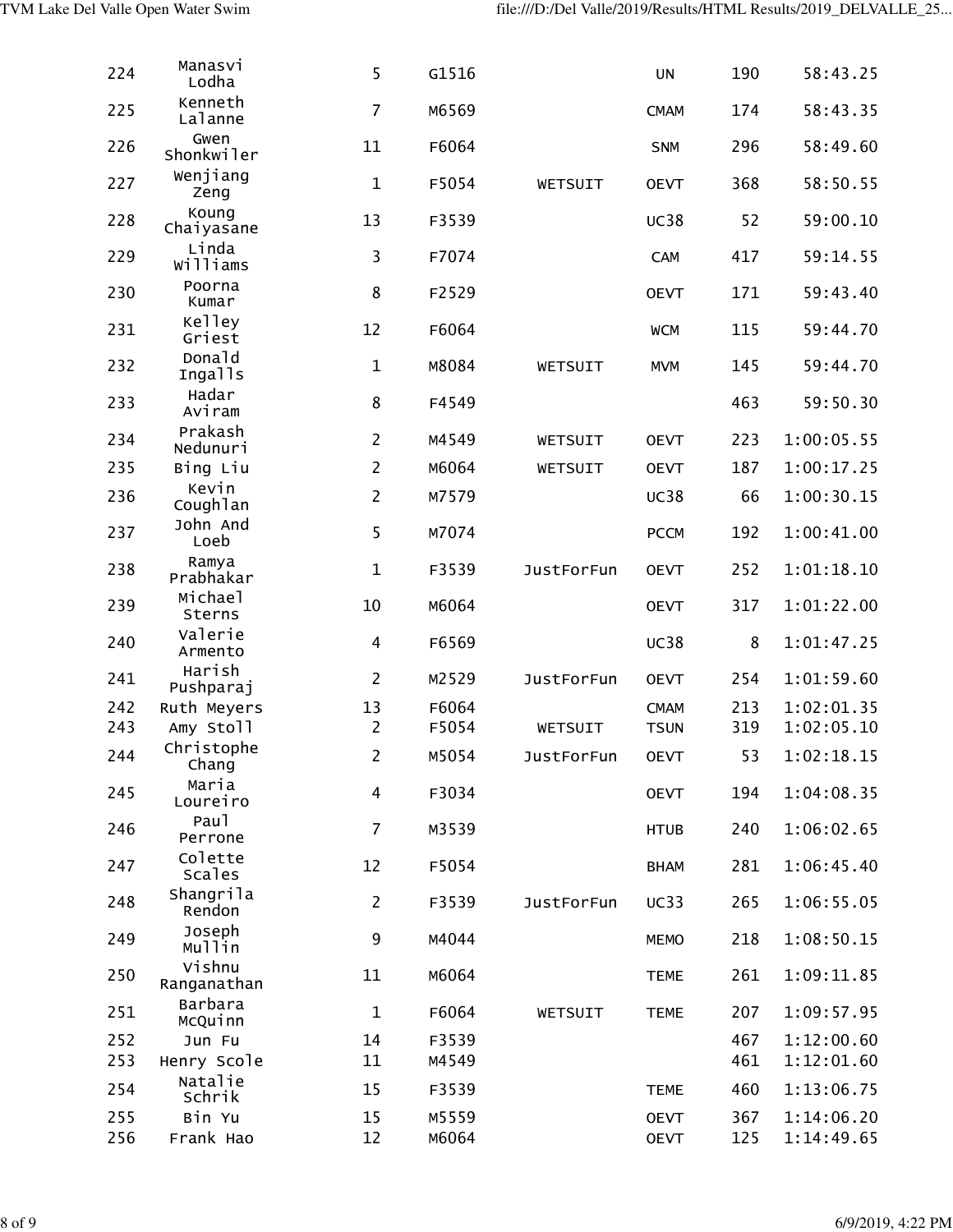| | | | | | | | |
|---|---|---|---|---|---|---|---|
| 224 | Manasvi Lodha | 5 | G1516 | | UN | 190 | 58:43.25 |
| 225 | Kenneth Lalanne | 7 | M6569 | | CMAM | 174 | 58:43.35 |
| 226 | Gwen Shonkwiler | 11 | F6064 | | SNM | 296 | 58:49.60 |
| 227 | Wenjiang Zeng | 1 | F5054 | WETSUIT | OEVT | 368 | 58:50.55 |
| 228 | Koung Chaiyasane | 13 | F3539 | | UC38 | 52 | 59:00.10 |
| 229 | Linda Williams | 3 | F7074 | | CAM | 417 | 59:14.55 |
| 230 | Poorna Kumar | 8 | F2529 | | OEVT | 171 | 59:43.40 |
| 231 | Kelley Griest | 12 | F6064 | | WCM | 115 | 59:44.70 |
| 232 | Donald Ingalls | 1 | M8084 | WETSUIT | MVM | 145 | 59:44.70 |
| 233 | Hadar Aviram | 8 | F4549 | | | 463 | 59:50.30 |
| 234 | Prakash Nedunuri | 2 | M4549 | WETSUIT | OEVT | 223 | 1:00:05.55 |
| 235 | Bing Liu | 2 | M6064 | WETSUIT | OEVT | 187 | 1:00:17.25 |
| 236 | Kevin Coughlan | 2 | M7579 | | UC38 | 66 | 1:00:30.15 |
| 237 | John And Loeb | 5 | M7074 | | PCCM | 192 | 1:00:41.00 |
| 238 | Ramya Prabhakar | 1 | F3539 | JustForFun | OEVT | 252 | 1:01:18.10 |
| 239 | Michael Sterns | 10 | M6064 | | OEVT | 317 | 1:01:22.00 |
| 240 | Valerie Armento | 4 | F6569 | | UC38 | 8 | 1:01:47.25 |
| 241 | Harish Pushparaj | 2 | M2529 | JustForFun | OEVT | 254 | 1:01:59.60 |
| 242 | Ruth Meyers | 13 | F6064 | | CMAM | 213 | 1:02:01.35 |
| 243 | Amy Stoll | 2 | F5054 | WETSUIT | TSUN | 319 | 1:02:05.10 |
| 244 | Christophe Chang | 2 | M5054 | JustForFun | OEVT | 53 | 1:02:18.15 |
| 245 | Maria Loureiro | 4 | F3034 | | OEVT | 194 | 1:04:08.35 |
| 246 | Paul Perrone | 7 | M3539 | | HTUB | 240 | 1:06:02.65 |
| 247 | Colette Scales | 12 | F5054 | | BHAM | 281 | 1:06:45.40 |
| 248 | Shangrila Rendon | 2 | F3539 | JustForFun | UC33 | 265 | 1:06:55.05 |
| 249 | Joseph Mullin | 9 | M4044 | | MEMO | 218 | 1:08:50.15 |
| 250 | Vishnu Ranganathan | 11 | M6064 | | TEME | 261 | 1:09:11.85 |
| 251 | Barbara McQuinn | 1 | F6064 | WETSUIT | TEME | 207 | 1:09:57.95 |
| 252 | Jun Fu | 14 | F3539 | | | 467 | 1:12:00.60 |
| 253 | Henry Scole | 11 | M4549 | | | 461 | 1:12:01.60 |
| 254 | Natalie Schrik | 15 | F3539 | | TEME | 460 | 1:13:06.75 |
| 255 | Bin Yu | 15 | M5559 | | OEVT | 367 | 1:14:06.20 |
| 256 | Frank Hao | 12 | M6064 | | OEVT | 125 | 1:14:49.65 |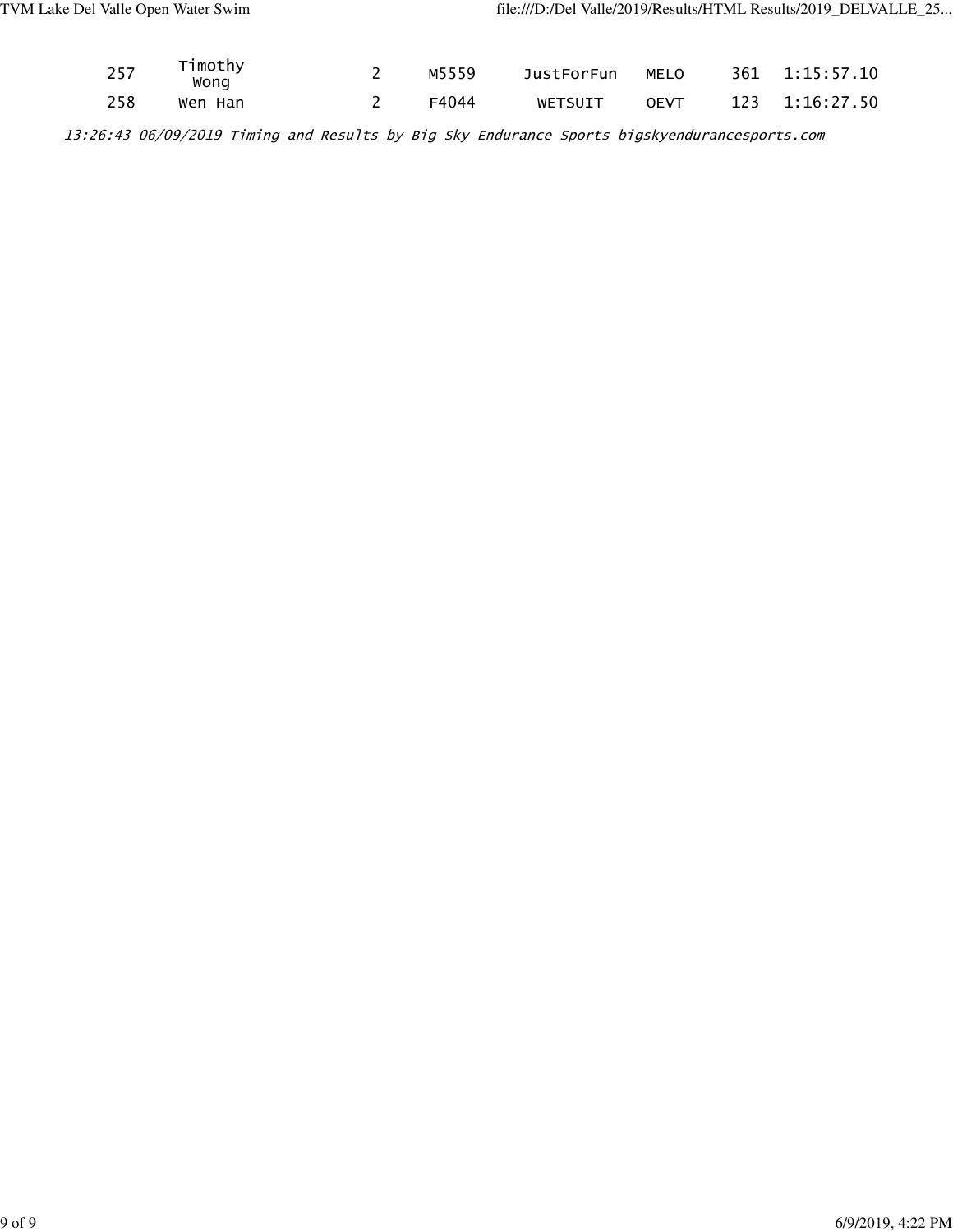| | | | | | | | |
|---|---|---|---|---|---|---|---|
| 257 | Timothy Wong | 2 | M5559 | JustForFun | MELO | 361 | 1:15:57.10 |
| 258 | Wen Han | 2 | F4044 | WETSUIT | OEVT | 123 | 1:16:27.50 |

*13:26:43 06/09/2019 Timing and Results by Big Sky Endurance Sports bigskyendurancesports.com*